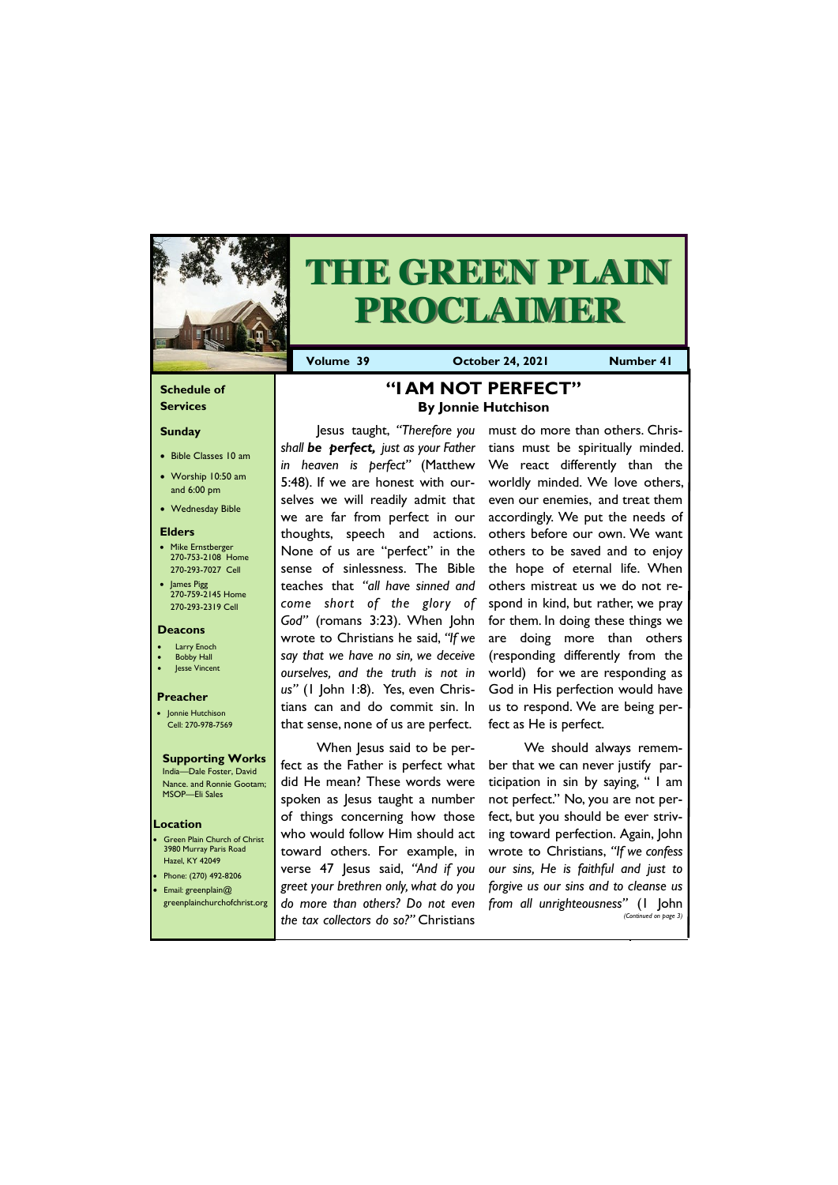# THE GREEN PLAIN PROCLAIMER

**Volume 39** | **October 24, 2021** | **Number 41**

## "I AM NOT PERFECT"
### By Jonnie Hutchison

Jesus taught, *"Therefore you shall **be perfect,** just as your Father in heaven is perfect"* (Matthew 5:48). If we are honest with ourselves we will readily admit that we are far from perfect in our thoughts, speech and actions. None of us are "perfect" in the sense of sinlessness. The Bible teaches that *"all have sinned and come short of the glory of God"* (romans 3:23). When John wrote to Christians he said, *"If we say that we have no sin, we deceive ourselves, and the truth is not in us"* (I John 1:8). Yes, even Christians can and do commit sin. In that sense, none of us are perfect.

When Jesus said to be perfect as the Father is perfect what did He mean? These words were spoken as Jesus taught a number of things concerning how those who would follow Him should act toward others. For example, in verse 47 Jesus said, *"And if you greet your brethren only, what do you do more than others? Do not even the tax collectors do so?"* Christians must do more than others. Christians must be spiritually minded. We react differently than the worldly minded. We love others, even our enemies, and treat them accordingly. We put the needs of others before our own. We want others to be saved and to enjoy the hope of eternal life. When others mistreat us we do not respond in kind, but rather, we pray for them. In doing these things we are doing more than others (responding differently from the world) for we are responding as God in His perfection would have us to respond. We are being perfect as He is perfect.

We should always remember that we can never justify participation in sin by saying, " I am not perfect." No, you are not perfect, but you should be ever striving toward perfection. Again, John wrote to Christians, *"If we confess our sins, He is faithful and just to forgive us our sins and to cleanse us from all unrighteousness"* (I John

*(Continued on page 3)*

---

### Schedule of Services

**Sunday**

- Bible Classes 10 am
- Worship 10:50 am and 6:00 pm
- Wednesday Bible

**Elders**

- Mike Ernstberger 270-753-2108 Home 270-293-7027 Cell
- James Pigg 270-759-2145 Home 270-293-2319 Cell

**Deacons**

- Larry Enoch
- Bobby Hall
- Jesse Vincent

**Preacher**

- Jonnie Hutchison Cell: 270-978-7569

**Supporting Works**

India—Dale Foster, David Nance. and Ronnie Gootam; MSOP—Eli Sales

**Location**

- Green Plain Church of Christ 3980 Murray Paris Road Hazel, KY 42049
- Phone: (270) 492-8206
- Email: greenplain@greenplainchurchofchrist.org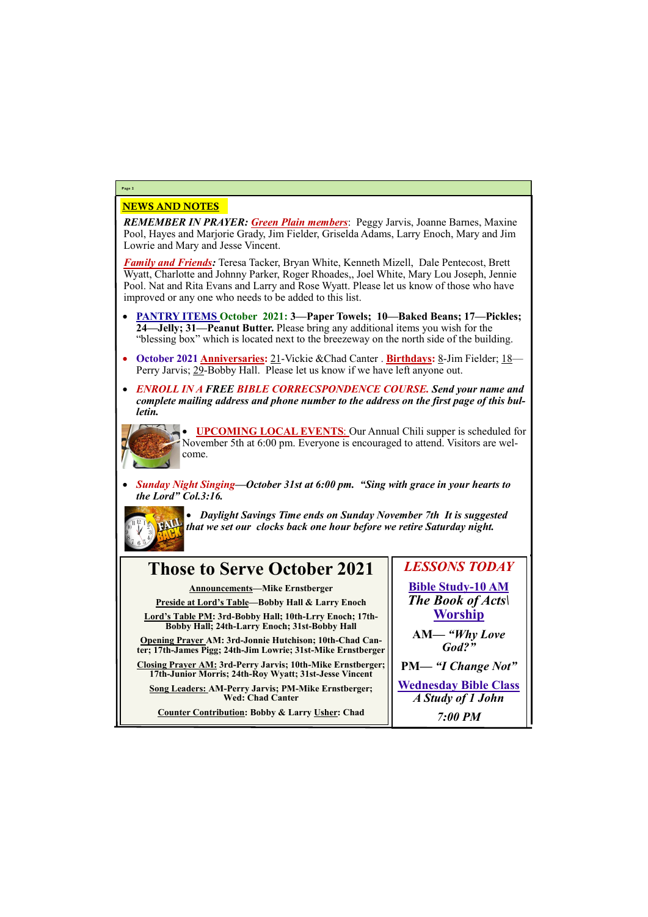## NEWS AND NOTES

***REMEMBER IN PRAYER:*** ***Green Plain members***: Peggy Jarvis, Joanne Barnes, Maxine Pool, Hayes and Marjorie Grady, Jim Fielder, Griselda Adams, Larry Enoch, Mary and Jim Lowrie and Mary and Jesse Vincent.

***Family and Friends:*** Teresa Tacker, Bryan White, Kenneth Mizell, Dale Pentecost, Brett Wyatt, Charlotte and Johnny Parker, Roger Rhoades,, Joel White, Mary Lou Joseph, Jennie Pool. Nat and Rita Evans and Larry and Rose Wyatt. Please let us know of those who have improved or any one who needs to be added to this list.

- **PANTRY ITEMS October 2021: 3—Paper Towels; 10—Baked Beans; 17—Pickles; 24—Jelly; 31—Peanut Butter.** Please bring any additional items you wish for the "blessing box" which is located next to the breezeway on the north side of the building.
- **October 2021 Anniversaries:** 21-Vickie &Chad Canter . **Birthdays:** 8-Jim Fielder; 18—Perry Jarvis; 29-Bobby Hall. Please let us know if we have left anyone out.
- ***ENROLL IN A FREE BIBLE CORRECSPONDENCE COURSE. Send your name and complete mailing address and phone number to the address on the first page of this bulletin.***
- UPCOMING LOCAL EVENTS: Our Annual Chili supper is scheduled for November 5th at 6:00 pm. Everyone is encouraged to attend. Visitors are welcome.
- ***Sunday Night Singing—October 31st at 6:00 pm. "Sing with grace in your hearts to the Lord" Col.3:16.***
- ***Daylight Savings Time ends on Sunday November 7th It is suggested that we set our clocks back one hour before we retire Saturday night.***

## Those to Serve October 2021

**Announcements—Mike Ernstberger**

**Preside at Lord's Table—Bobby Hall & Larry Enoch**

**Lord's Table PM: 3rd-Bobby Hall; 10th-Lrry Enoch; 17th-Bobby Hall; 24th-Larry Enoch; 31st-Bobby Hall**

**Opening Prayer AM: 3rd-Jonnie Hutchison; 10th-Chad Canter; 17th-James Pigg; 24th-Jim Lowrie; 31st-Mike Ernstberger**

**Closing Prayer AM: 3rd-Perry Jarvis; 10th-Mike Ernstberger; 17th-Junior Morris; 24th-Roy Wyatt; 31st-Jesse Vincent**

**Song Leaders: AM-Perry Jarvis; PM-Mike Ernstberger; Wed: Chad Canter**

**Counter Contribution: Bobby & Larry Usher: Chad**

## *LESSONS TODAY*

**Bible Study-10 AM**

***The Book of Acts\***

**Worship**

**AM— *"Why Love God?"***

**PM— *"I Change Not"***

**Wednesday Bible Class**

***A Study of 1 John***

***7:00 PM***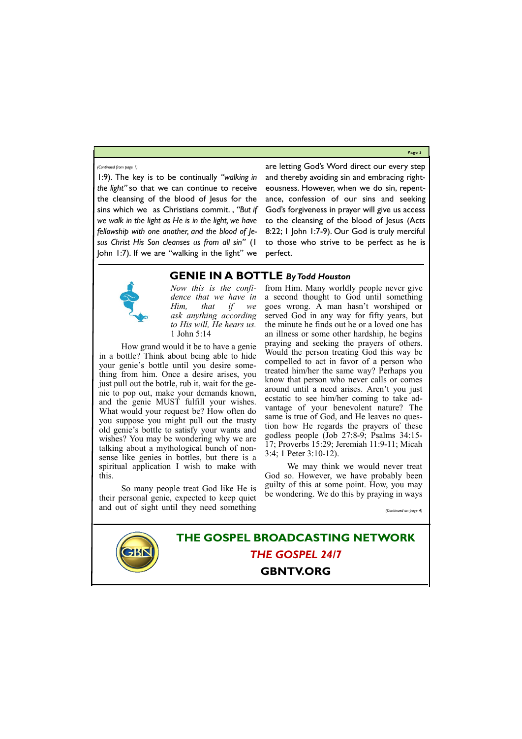*(Continued from page 1)*

1:9). The key is to be continually *"walking in the light"* so that we can continue to receive the cleansing of the blood of Jesus for the sins which we as Christians commit. , *"But if we walk in the light as He is in the light, we have fellowship with one another, and the blood of Jesus Christ His Son cleanses us from all sin"* (I John 1:7). If we are "walking in the light" we are letting God's Word direct our every step and thereby avoiding sin and embracing righteousness. However, when we do sin, repentance, confession of our sins and seeking God's forgiveness in prayer will give us access to the cleansing of the blood of Jesus (Acts 8:22; I John 1:7-9). Our God is truly merciful to those who strive to be perfect as he is perfect.

## GENIE IN A BOTTLE *By Todd Houston*

*Now this is the confidence that we have in Him, that if we ask anything according to His will, He hears us.* 1 John 5:14

How grand would it be to have a genie in a bottle? Think about being able to hide your genie's bottle until you desire something from him. Once a desire arises, you just pull out the bottle, rub it, wait for the genie to pop out, make your demands known, and the genie MUST fulfill your wishes. What would your request be? How often do you suppose you might pull out the trusty old genie's bottle to satisfy your wants and wishes? You may be wondering why we are talking about a mythological bunch of nonsense like genies in bottles, but there is a spiritual application I wish to make with this.

So many people treat God like He is their personal genie, expected to keep quiet and out of sight until they need something from Him. Many worldly people never give a second thought to God until something goes wrong. A man hasn't worshiped or served God in any way for fifty years, but the minute he finds out he or a loved one has an illness or some other hardship, he begins praying and seeking the prayers of others. Would the person treating God this way be compelled to act in favor of a person who treated him/her the same way? Perhaps you know that person who never calls or comes around until a need arises. Aren't you just ecstatic to see him/her coming to take advantage of your benevolent nature? The same is true of God, and He leaves no question how He regards the prayers of these godless people (Job 27:8-9; Psalms 34:15-17; Proverbs 15:29; Jeremiah 11:9-11; Micah 3:4; 1 Peter 3:10-12).

We may think we would never treat God so. However, we have probably been guilty of this at some point. How, you may be wondering. We do this by praying in ways

*(Continued on page 4)*

**THE GOSPEL BROADCASTING NETWORK**

***THE GOSPEL 24/7***

**GBNTV.ORG**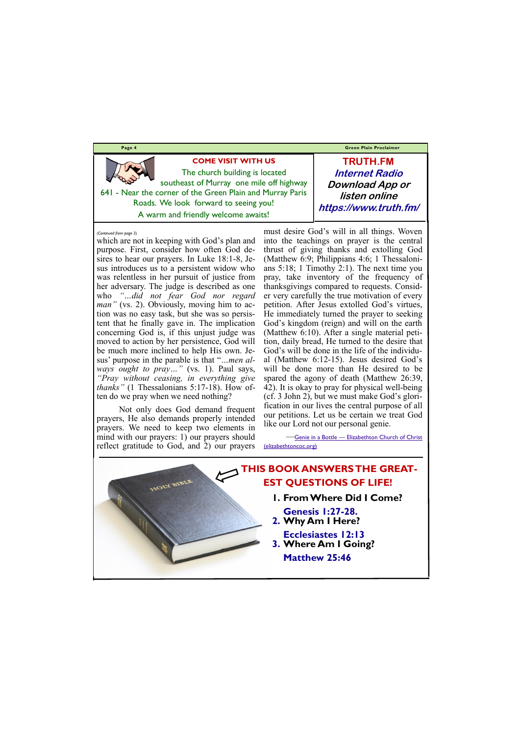## COME VISIT WITH US

The church building is located southeast of Murray one mile off highway 641 - Near the corner of the Green Plain and Murray Paris Roads. We look forward to seeing you!

A warm and friendly welcome awaits!

## TRUTH.FM

***Internet Radio***

***Download App or listen online***

***https://www.truth.fm/***

*(Continued from page 3)*

which are not in keeping with God's plan and purpose. First, consider how often God desires to hear our prayers. In Luke 18:1-8, Jesus introduces us to a persistent widow who was relentless in her pursuit of justice from her adversary. The judge is described as one who *"...did not fear God nor regard man"* (vs. 2). Obviously, moving him to action was no easy task, but she was so persistent that he finally gave in. The implication concerning God is, if this unjust judge was moved to action by her persistence, God will be much more inclined to help His own. Jesus' purpose in the parable is that "*...men always ought to pray...*" (vs. 1). Paul says, *"Pray without ceasing, in everything give thanks"* (1 Thessalonians 5:17-18). How often do we pray when we need nothing?

Not only does God demand frequent prayers, He also demands properly intended prayers. We need to keep two elements in mind with our prayers: 1) our prayers should reflect gratitude to God, and 2) our prayers must desire God's will in all things. Woven into the teachings on prayer is the central thrust of giving thanks and extolling God (Matthew 6:9; Philippians 4:6; 1 Thessalonians 5:18; 1 Timothy 2:1). The next time you pray, take inventory of the frequency of thanksgivings compared to requests. Consider very carefully the true motivation of every petition. After Jesus extolled God's virtues, He immediately turned the prayer to seeking God's kingdom (reign) and will on the earth (Matthew 6:10). After a single material petition, daily bread, He turned to the desire that God's will be done in the life of the individual (Matthew 6:12-15). Jesus desired God's will be done more than He desired to be spared the agony of death (Matthew 26:39, 42). It is okay to pray for physical well-being (cf. 3 John 2), but we must make God's glorification in our lives the central purpose of all our petitions. Let us be certain we treat God like our Lord not our personal genie.

—Genie in a Bottle — Elizabethton Church of Christ (elizabethtoncoc.org)

## THIS BOOK ANSWERS THE GREATEST QUESTIONS OF LIFE!

1. **From Where Did I Come?**

   **Genesis 1:27-28.**
2. **Why Am I Here?**

   **Ecclesiastes 12:13**
3. **Where Am I Going?**

   **Matthew 25:46**